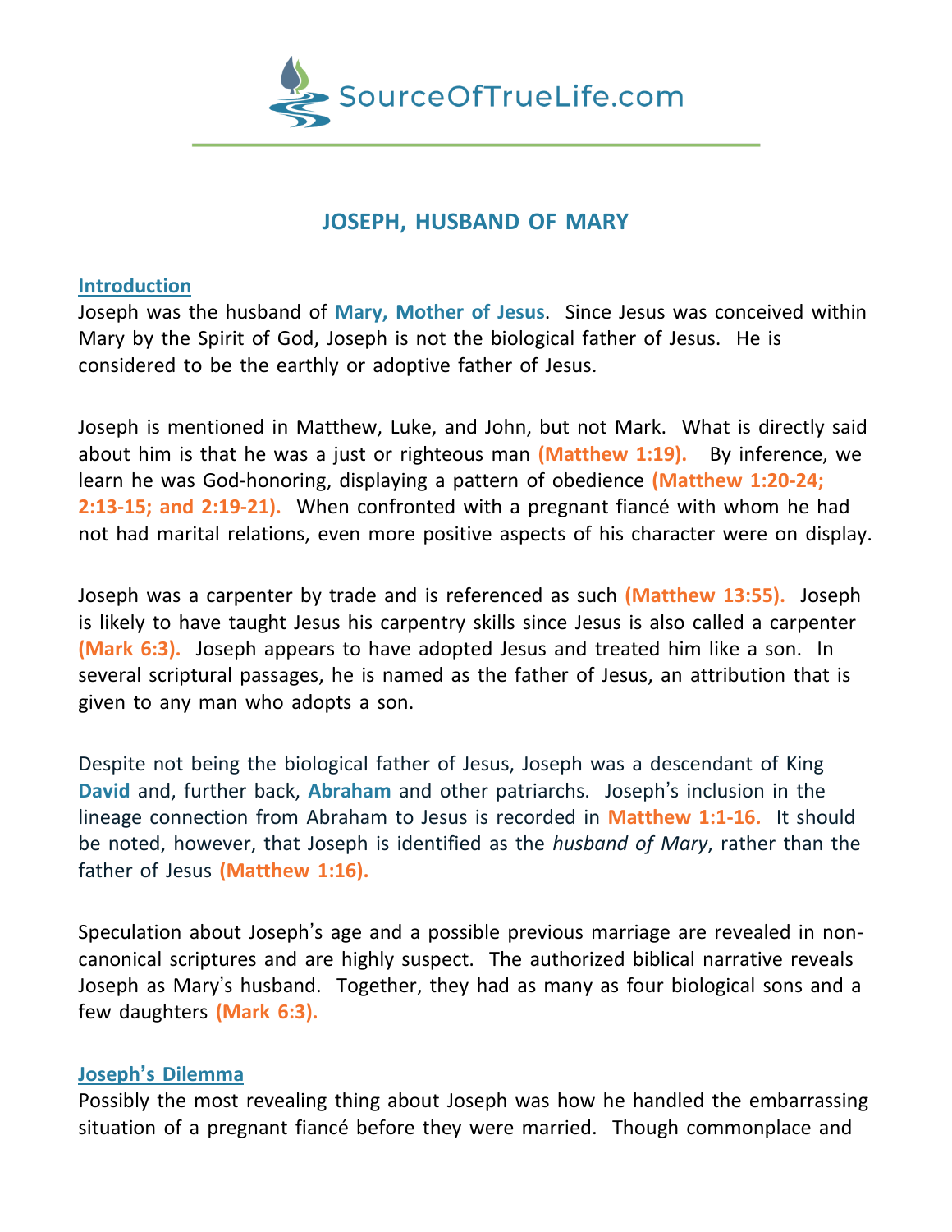SourceOfTrueLife.com

# JOSEPH, HUSBAND OF MARY

## Introduction

Joseph was the husband of **Mary, Mother of Jesus**. Since Jesus was conceived within Mary by the Spirit of God, Joseph is not the biological father of Jesus. He is considered to be the earthly or adoptive father of Jesus.

Joseph is mentioned in Matthew, Luke, and John, but not Mark. What is directly said about him is that he was a just or righteous man **(Matthew 1:19).** By inference, we learn he was God-honoring, displaying a pattern of obedience **(Matthew 1:20-24; 2:13-15; and 2:19-21).** When confronted with a pregnant fiancé with whom he had not had marital relations, even more positive aspects of his character were on display.

Joseph was a carpenter by trade and is referenced as such **(Matthew 13:55).** Joseph is likely to have taught Jesus his carpentry skills since Jesus is also called a carpenter **(Mark 6:3).** Joseph appears to have adopted Jesus and treated him like a son. In several scriptural passages, he is named as the father of Jesus, an attribution that is given to any man who adopts a son.

Despite not being the biological father of Jesus, Joseph was a descendant of King **David** and, further back, **Abraham** and other patriarchs. Joseph's inclusion in the lineage connection from Abraham to Jesus is recorded in **Matthew 1:1-16.** It should be noted, however, that Joseph is identified as the *husband of Mary*, rather than the father of Jesus **(Matthew 1:16).**

Speculation about Joseph's age and a possible previous marriage are revealed in non-canonical scriptures and are highly suspect. The authorized biblical narrative reveals Joseph as Mary's husband. Together, they had as many as four biological sons and a few daughters **(Mark 6:3).**

## Joseph's Dilemma

Possibly the most revealing thing about Joseph was how he handled the embarrassing situation of a pregnant fiancé before they were married. Though commonplace and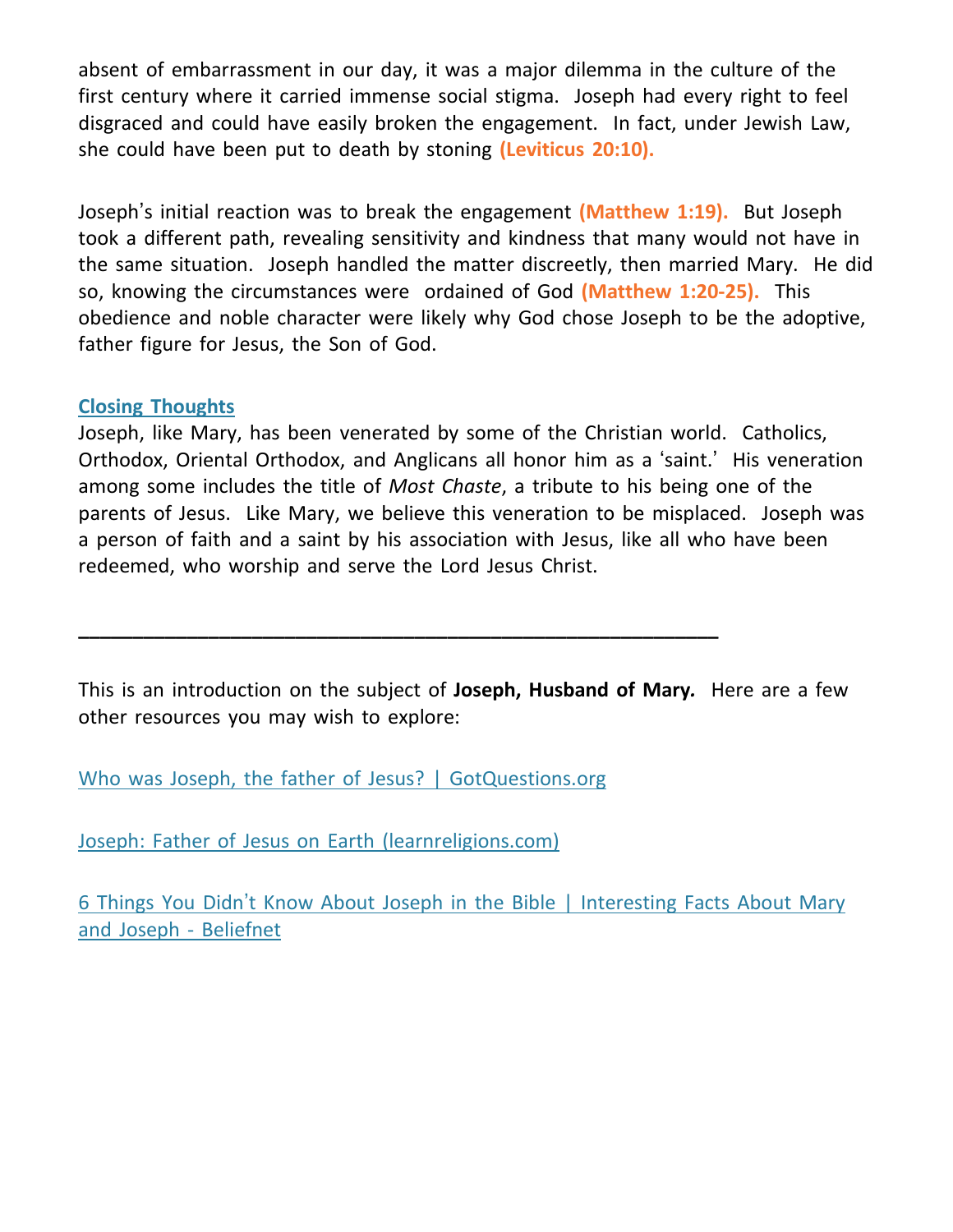absent of embarrassment in our day, it was a major dilemma in the culture of the first century where it carried immense social stigma. Joseph had every right to feel disgraced and could have easily broken the engagement. In fact, under Jewish Law, she could have been put to death by stoning **(Leviticus 20:10).**

Joseph's initial reaction was to break the engagement **(Matthew 1:19).** But Joseph took a different path, revealing sensitivity and kindness that many would not have in the same situation. Joseph handled the matter discreetly, then married Mary. He did so, knowing the circumstances were ordained of God **(Matthew 1:20-25).** This obedience and noble character were likely why God chose Joseph to be the adoptive, father figure for Jesus, the Son of God.

**Closing Thoughts**

Joseph, like Mary, has been venerated by some of the Christian world. Catholics, Orthodox, Oriental Orthodox, and Anglicans all honor him as a 'saint.' His veneration among some includes the title of *Most Chaste*, a tribute to his being one of the parents of Jesus. Like Mary, we believe this veneration to be misplaced. Joseph was a person of faith and a saint by his association with Jesus, like all who have been redeemed, who worship and serve the Lord Jesus Christ.

---

This is an introduction on the subject of **Joseph, Husband of Mary.** Here are a few other resources you may wish to explore:

Who was Joseph, the father of Jesus? | GotQuestions.org

Joseph: Father of Jesus on Earth (learnreligions.com)

6 Things You Didn't Know About Joseph in the Bible | Interesting Facts About Mary and Joseph - Beliefnet